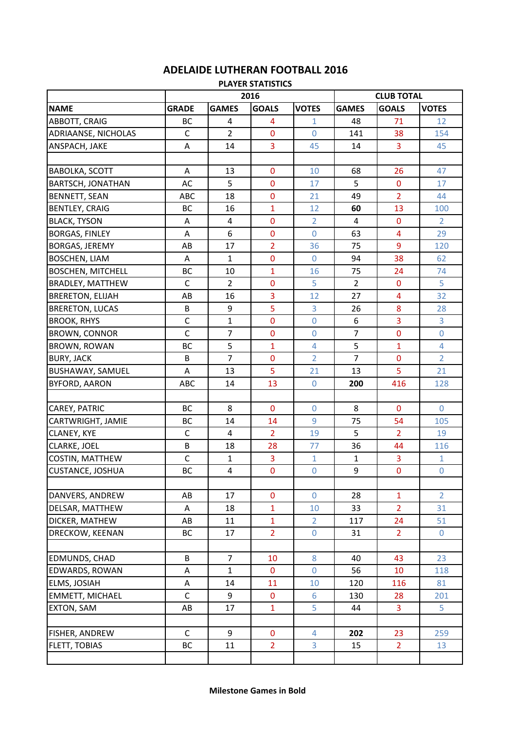# ADELAIDE LUTHERAN FOOTBALL 2016

## PLAYER STATISTICS

| | 2016 | | | | CLUB TOTAL | | |
|---|---|---|---|---|---|---|---|
| **NAME** | **GRADE** | **GAMES** | **GOALS** | **VOTES** | **GAMES** | **GOALS** | **VOTES** |
| ABBOTT, CRAIG | BC | 4 | 4 | 1 | 48 | 71 | 12 |
| ADRIAANSE, NICHOLAS | C | 2 | 0 | 0 | 141 | 38 | 154 |
| ANSPACH, JAKE | A | 14 | 3 | 45 | 14 | 3 | 45 |
| | | | | | | | |
| BABOLKA, SCOTT | A | 13 | 0 | 10 | 68 | 26 | 47 |
| BARTSCH, JONATHAN | AC | 5 | 0 | 17 | 5 | 0 | 17 |
| BENNETT, SEAN | ABC | 18 | 0 | 21 | 49 | 2 | 44 |
| BENTLEY, CRAIG | BC | 16 | 1 | 12 | **60** | 13 | 100 |
| BLACK, TYSON | A | 4 | 0 | 2 | 4 | 0 | 2 |
| BORGAS, FINLEY | A | 6 | 0 | 0 | 63 | 4 | 29 |
| BORGAS, JEREMY | AB | 17 | 2 | 36 | 75 | 9 | 120 |
| BOSCHEN, LIAM | A | 1 | 0 | 0 | 94 | 38 | 62 |
| BOSCHEN, MITCHELL | BC | 10 | 1 | 16 | 75 | 24 | 74 |
| BRADLEY, MATTHEW | C | 2 | 0 | 5 | 2 | 0 | 5 |
| BRERETON, ELIJAH | AB | 16 | 3 | 12 | 27 | 4 | 32 |
| BRERETON, LUCAS | B | 9 | 5 | 3 | 26 | 8 | 28 |
| BROOK, RHYS | C | 1 | 0 | 0 | 6 | 3 | 3 |
| BROWN, CONNOR | C | 7 | 0 | 0 | 7 | 0 | 0 |
| BROWN, ROWAN | BC | 5 | 1 | 4 | 5 | 1 | 4 |
| BURY, JACK | B | 7 | 0 | 2 | 7 | 0 | 2 |
| BUSHAWAY, SAMUEL | A | 13 | 5 | 21 | 13 | 5 | 21 |
| BYFORD, AARON | ABC | 14 | 13 | 0 | **200** | 416 | 128 |
| | | | | | | | |
| CAREY, PATRIC | BC | 8 | 0 | 0 | 8 | 0 | 0 |
| CARTWRIGHT, JAMIE | BC | 14 | 14 | 9 | 75 | 54 | 105 |
| CLANEY, KYE | C | 4 | 2 | 19 | 5 | 2 | 19 |
| CLARKE, JOEL | B | 18 | 28 | 77 | 36 | 44 | 116 |
| COSTIN, MATTHEW | C | 1 | 3 | 1 | 1 | 3 | 1 |
| CUSTANCE, JOSHUA | BC | 4 | 0 | 0 | 9 | 0 | 0 |
| | | | | | | | |
| DANVERS, ANDREW | AB | 17 | 0 | 0 | 28 | 1 | 2 |
| DELSAR, MATTHEW | A | 18 | 1 | 10 | 33 | 2 | 31 |
| DICKER, MATHEW | AB | 11 | 1 | 2 | 117 | 24 | 51 |
| DRECKOW, KEENAN | BC | 17 | 2 | 0 | 31 | 2 | 0 |
| | | | | | | | |
| EDMUNDS, CHAD | B | 7 | 10 | 8 | 40 | 43 | 23 |
| EDWARDS, ROWAN | A | 1 | 0 | 0 | 56 | 10 | 118 |
| ELMS, JOSIAH | A | 14 | 11 | 10 | 120 | 116 | 81 |
| EMMETT, MICHAEL | C | 9 | 0 | 6 | 130 | 28 | 201 |
| EXTON, SAM | AB | 17 | 1 | 5 | 44 | 3 | 5 |
| | | | | | | | |
| FISHER, ANDREW | C | 9 | 0 | 4 | **202** | 23 | 259 |
| FLETT, TOBIAS | BC | 11 | 2 | 3 | 15 | 2 | 13 |
| | | | | | | | |

**Milestone Games in Bold**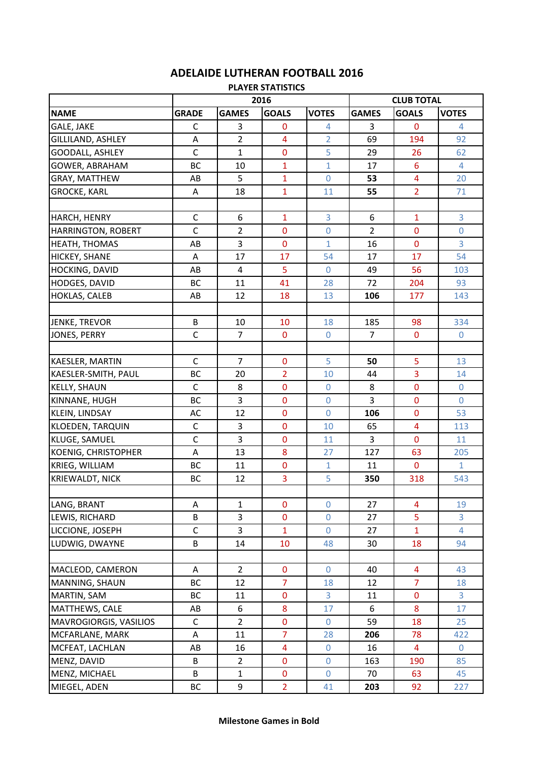# ADELAIDE LUTHERAN FOOTBALL 2016

## PLAYER STATISTICS

| | 2016 | | | | CLUB TOTAL | | |
|---|---|---|---|---|---|---|---|
| **NAME** | **GRADE** | **GAMES** | **GOALS** | **VOTES** | **GAMES** | **GOALS** | **VOTES** |
| GALE, JAKE | C | 3 | 0 | 4 | 3 | 0 | 4 |
| GILLILAND, ASHLEY | A | 2 | 4 | 2 | 69 | 194 | 92 |
| GOODALL, ASHLEY | C | 1 | 0 | 5 | 29 | 26 | 62 |
| GOWER, ABRAHAM | BC | 10 | 1 | 1 | 17 | 6 | 4 |
| GRAY, MATTHEW | AB | 5 | 1 | 0 | **53** | 4 | 20 |
| GROCKE, KARL | A | 18 | 1 | 11 | **55** | 2 | 71 |
| | | | | | | | |
| HARCH, HENRY | C | 6 | 1 | 3 | 6 | 1 | 3 |
| HARRINGTON, ROBERT | C | 2 | 0 | 0 | 2 | 0 | 0 |
| HEATH, THOMAS | AB | 3 | 0 | 1 | 16 | 0 | 3 |
| HICKEY, SHANE | A | 17 | 17 | 54 | 17 | 17 | 54 |
| HOCKING, DAVID | AB | 4 | 5 | 0 | 49 | 56 | 103 |
| HODGES, DAVID | BC | 11 | 41 | 28 | 72 | 204 | 93 |
| HOKLAS, CALEB | AB | 12 | 18 | 13 | **106** | 177 | 143 |
| | | | | | | | |
| JENKE, TREVOR | B | 10 | 10 | 18 | 185 | 98 | 334 |
| JONES, PERRY | C | 7 | 0 | 0 | 7 | 0 | 0 |
| | | | | | | | |
| KAESLER, MARTIN | C | 7 | 0 | 5 | **50** | 5 | 13 |
| KAESLER-SMITH, PAUL | BC | 20 | 2 | 10 | 44 | 3 | 14 |
| KELLY, SHAUN | C | 8 | 0 | 0 | 8 | 0 | 0 |
| KINNANE, HUGH | BC | 3 | 0 | 0 | 3 | 0 | 0 |
| KLEIN, LINDSAY | AC | 12 | 0 | 0 | **106** | 0 | 53 |
| KLOEDEN, TARQUIN | C | 3 | 0 | 10 | 65 | 4 | 113 |
| KLUGE, SAMUEL | C | 3 | 0 | 11 | 3 | 0 | 11 |
| KOENIG, CHRISTOPHER | A | 13 | 8 | 27 | 127 | 63 | 205 |
| KRIEG, WILLIAM | BC | 11 | 0 | 1 | 11 | 0 | 1 |
| KRIEWALDT, NICK | BC | 12 | 3 | 5 | **350** | 318 | 543 |
| | | | | | | | |
| LANG, BRANT | A | 1 | 0 | 0 | 27 | 4 | 19 |
| LEWIS, RICHARD | B | 3 | 0 | 0 | 27 | 5 | 3 |
| LICCIONE, JOSEPH | C | 3 | 1 | 0 | 27 | 1 | 4 |
| LUDWIG, DWAYNE | B | 14 | 10 | 48 | 30 | 18 | 94 |
| | | | | | | | |
| MACLEOD, CAMERON | A | 2 | 0 | 0 | 40 | 4 | 43 |
| MANNING, SHAUN | BC | 12 | 7 | 18 | 12 | 7 | 18 |
| MARTIN, SAM | BC | 11 | 0 | 3 | 11 | 0 | 3 |
| MATTHEWS, CALE | AB | 6 | 8 | 17 | 6 | 8 | 17 |
| MAVROGIORGIS, VASILIOS | C | 2 | 0 | 0 | 59 | 18 | 25 |
| MCFARLANE, MARK | A | 11 | 7 | 28 | **206** | 78 | 422 |
| MCFEAT, LACHLAN | AB | 16 | 4 | 0 | 16 | 4 | 0 |
| MENZ, DAVID | B | 2 | 0 | 0 | 163 | 190 | 85 |
| MENZ, MICHAEL | B | 1 | 0 | 0 | 70 | 63 | 45 |
| MIEGEL, ADEN | BC | 9 | 2 | 41 | **203** | 92 | 227 |

**Milestone Games in Bold**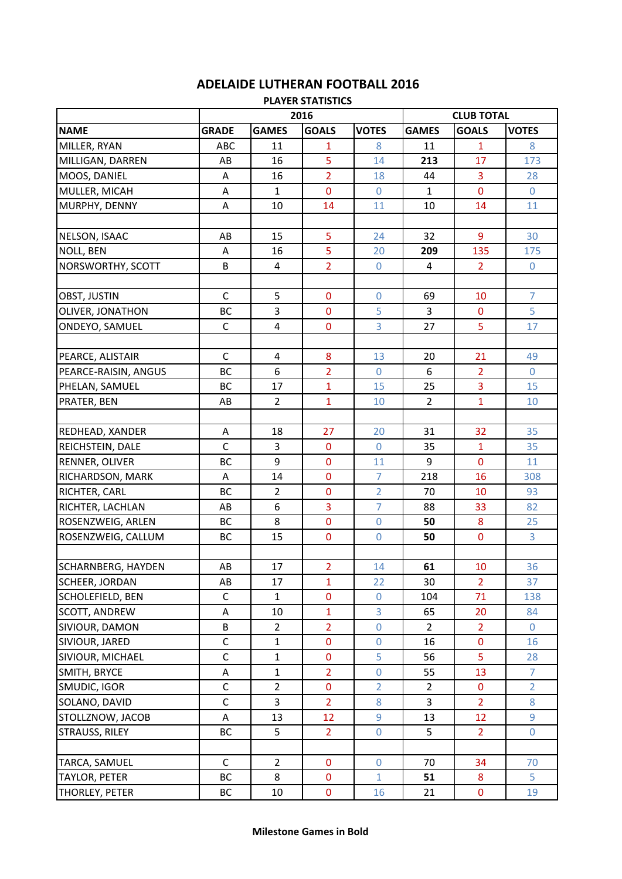# ADELAIDE LUTHERAN FOOTBALL 2016

## PLAYER STATISTICS

| | 2016 | | | | CLUB TOTAL | | |
|---|---|---|---|---|---|---|---|
| NAME | GRADE | GAMES | GOALS | VOTES | GAMES | GOALS | VOTES |
| MILLER, RYAN | ABC | 11 | 1 | 8 | 11 | 1 | 8 |
| MILLIGAN, DARREN | AB | 16 | 5 | 14 | **213** | 17 | 173 |
| MOOS, DANIEL | A | 16 | 2 | 18 | 44 | 3 | 28 |
| MULLER, MICAH | A | 1 | 0 | 0 | 1 | 0 | 0 |
| MURPHY, DENNY | A | 10 | 14 | 11 | 10 | 14 | 11 |
| | | | | | | | |
| NELSON, ISAAC | AB | 15 | 5 | 24 | 32 | 9 | 30 |
| NOLL, BEN | A | 16 | 5 | 20 | **209** | 135 | 175 |
| NORSWORTHY, SCOTT | B | 4 | 2 | 0 | 4 | 2 | 0 |
| | | | | | | | |
| OBST, JUSTIN | C | 5 | 0 | 0 | 69 | 10 | 7 |
| OLIVER, JONATHON | BC | 3 | 0 | 5 | 3 | 0 | 5 |
| ONDEYO, SAMUEL | C | 4 | 0 | 3 | 27 | 5 | 17 |
| | | | | | | | |
| PEARCE, ALISTAIR | C | 4 | 8 | 13 | 20 | 21 | 49 |
| PEARCE-RAISIN, ANGUS | BC | 6 | 2 | 0 | 6 | 2 | 0 |
| PHELAN, SAMUEL | BC | 17 | 1 | 15 | 25 | 3 | 15 |
| PRATER, BEN | AB | 2 | 1 | 10 | 2 | 1 | 10 |
| | | | | | | | |
| REDHEAD, XANDER | A | 18 | 27 | 20 | 31 | 32 | 35 |
| REICHSTEIN, DALE | C | 3 | 0 | 0 | 35 | 1 | 35 |
| RENNER, OLIVER | BC | 9 | 0 | 11 | 9 | 0 | 11 |
| RICHARDSON, MARK | A | 14 | 0 | 7 | 218 | 16 | 308 |
| RICHTER, CARL | BC | 2 | 0 | 2 | 70 | 10 | 93 |
| RICHTER, LACHLAN | AB | 6 | 3 | 7 | 88 | 33 | 82 |
| ROSENZWEIG, ARLEN | BC | 8 | 0 | 0 | **50** | 8 | 25 |
| ROSENZWEIG, CALLUM | BC | 15 | 0 | 0 | **50** | 0 | 3 |
| | | | | | | | |
| SCHARNBERG, HAYDEN | AB | 17 | 2 | 14 | **61** | 10 | 36 |
| SCHEER, JORDAN | AB | 17 | 1 | 22 | 30 | 2 | 37 |
| SCHOLEFIELD, BEN | C | 1 | 0 | 0 | 104 | 71 | 138 |
| SCOTT, ANDREW | A | 10 | 1 | 3 | 65 | 20 | 84 |
| SIVIOUR, DAMON | B | 2 | 2 | 0 | 2 | 2 | 0 |
| SIVIOUR, JARED | C | 1 | 0 | 0 | 16 | 0 | 16 |
| SIVIOUR, MICHAEL | C | 1 | 0 | 5 | 56 | 5 | 28 |
| SMITH, BRYCE | A | 1 | 2 | 0 | 55 | 13 | 7 |
| SMUDIC, IGOR | C | 2 | 0 | 2 | 2 | 0 | 2 |
| SOLANO, DAVID | C | 3 | 2 | 8 | 3 | 2 | 8 |
| STOLLZNOW, JACOB | A | 13 | 12 | 9 | 13 | 12 | 9 |
| STRAUSS, RILEY | BC | 5 | 2 | 0 | 5 | 2 | 0 |
| | | | | | | | |
| TARCA, SAMUEL | C | 2 | 0 | 0 | 70 | 34 | 70 |
| TAYLOR, PETER | BC | 8 | 0 | 1 | **51** | 8 | 5 |
| THORLEY, PETER | BC | 10 | 0 | 16 | 21 | 0 | 19 |

**Milestone Games in Bold**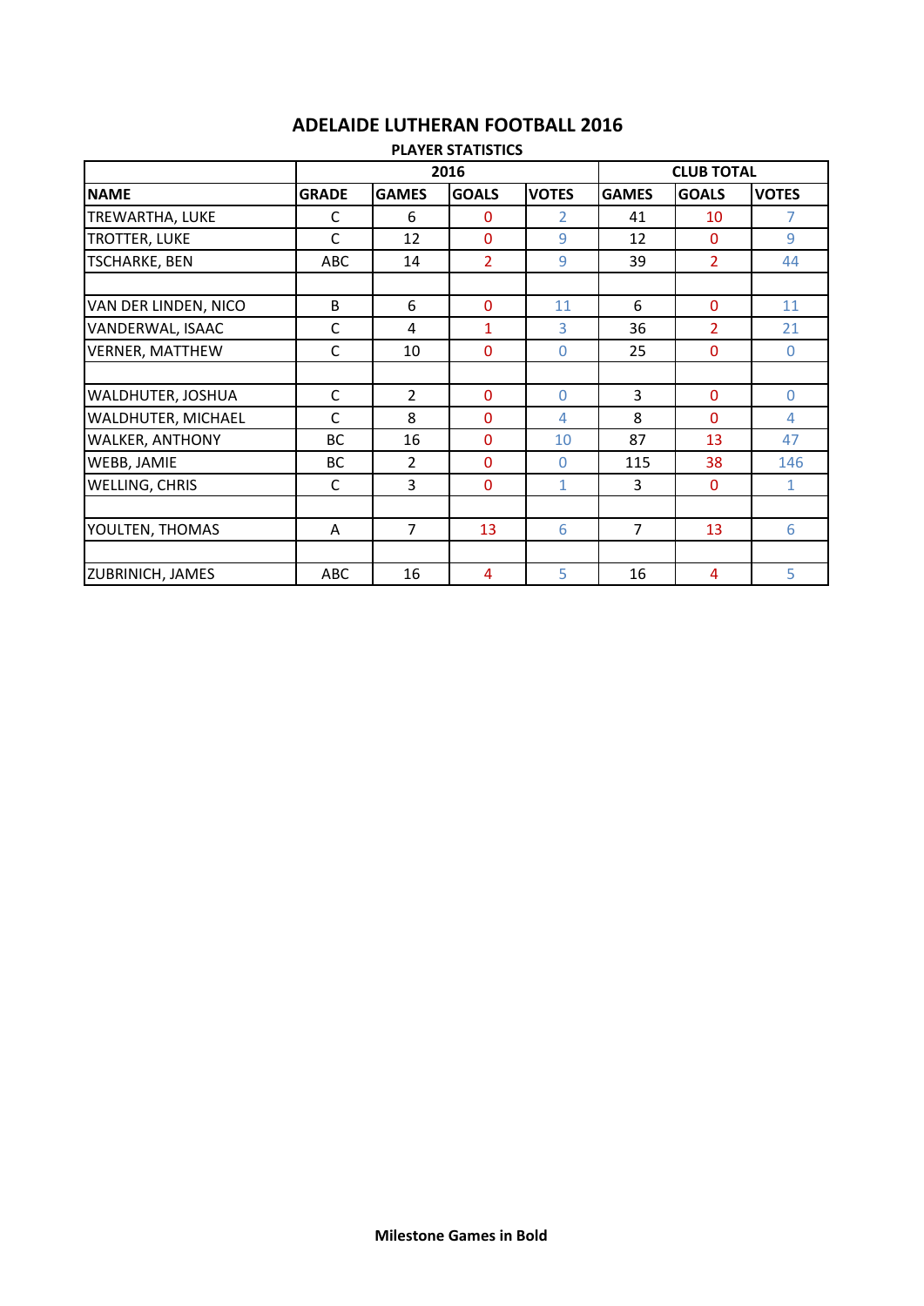# ADELAIDE LUTHERAN FOOTBALL 2016

**PLAYER STATISTICS**

| | 2016 | | | | CLUB TOTAL | | |
|---|---|---|---|---|---|---|---|
| **NAME** | **GRADE** | **GAMES** | **GOALS** | **VOTES** | **GAMES** | **GOALS** | **VOTES** |
| TREWARTHA, LUKE | C | 6 | 0 | 2 | 41 | 10 | 7 |
| TROTTER, LUKE | C | 12 | 0 | 9 | 12 | 0 | 9 |
| TSCHARKE, BEN | ABC | 14 | 2 | 9 | 39 | 2 | 44 |
| | | | | | | | |
| VAN DER LINDEN, NICO | B | 6 | 0 | 11 | 6 | 0 | 11 |
| VANDERWAL, ISAAC | C | 4 | 1 | 3 | 36 | 2 | 21 |
| VERNER, MATTHEW | C | 10 | 0 | 0 | 25 | 0 | 0 |
| | | | | | | | |
| WALDHUTER, JOSHUA | C | 2 | 0 | 0 | 3 | 0 | 0 |
| WALDHUTER, MICHAEL | C | 8 | 0 | 4 | 8 | 0 | 4 |
| WALKER, ANTHONY | BC | 16 | 0 | 10 | 87 | 13 | 47 |
| WEBB, JAMIE | BC | 2 | 0 | 0 | 115 | 38 | 146 |
| WELLING, CHRIS | C | 3 | 0 | 1 | 3 | 0 | 1 |
| | | | | | | | |
| YOULTEN, THOMAS | A | 7 | 13 | 6 | 7 | 13 | 6 |
| | | | | | | | |
| ZUBRINICH, JAMES | ABC | 16 | 4 | 5 | 16 | 4 | 5 |

**Milestone Games in Bold**